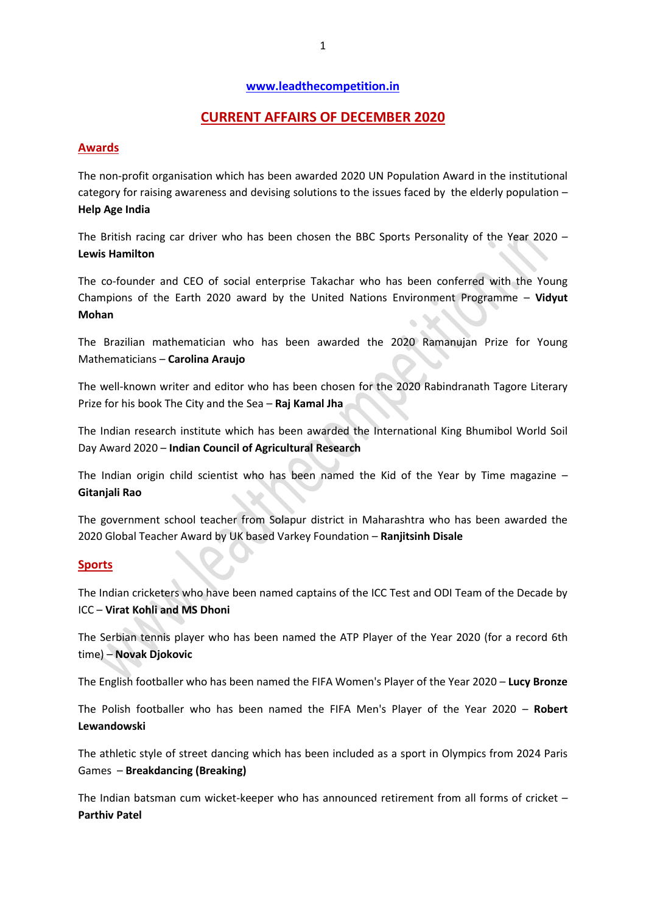[www.leadthecompetition.in](http://www.leadthecompetition.in)

# CURRENT AFFAIRS OF DECEMBER 2020

## Awards

The non-profit organisation which has been awarded 2020 UN Population Award in the institutional category for raising awareness and devising solutions to the issues faced by the elderly population – **Help Age India**

The British racing car driver who has been chosen the BBC Sports Personality of the Year 2020 – **Lewis Hamilton**

The co-founder and CEO of social enterprise Takachar who has been conferred with the Young Champions of the Earth 2020 award by the United Nations Environment Programme – **Vidyut Mohan**

The Brazilian mathematician who has been awarded the 2020 Ramanujan Prize for Young Mathematicians – **Carolina Araujo**

The well-known writer and editor who has been chosen for the 2020 Rabindranath Tagore Literary Prize for his book The City and the Sea – **Raj Kamal Jha**

The Indian research institute which has been awarded the International King Bhumibol World Soil Day Award 2020 – **Indian Council of Agricultural Research**

The Indian origin child scientist who has been named the Kid of the Year by Time magazine – **Gitanjali Rao**

The government school teacher from Solapur district in Maharashtra who has been awarded the 2020 Global Teacher Award by UK based Varkey Foundation – **Ranjitsinh Disale**

## Sports

The Indian cricketers who have been named captains of the ICC Test and ODI Team of the Decade by ICC – **Virat Kohli and MS Dhoni**

The Serbian tennis player who has been named the ATP Player of the Year 2020 (for a record 6th time) – **Novak Djokovic**

The English footballer who has been named the FIFA Women's Player of the Year 2020 – **Lucy Bronze**

The Polish footballer who has been named the FIFA Men's Player of the Year 2020 – **Robert Lewandowski**

The athletic style of street dancing which has been included as a sport in Olympics from 2024 Paris Games – **Breakdancing (Breaking)**

The Indian batsman cum wicket-keeper who has announced retirement from all forms of cricket – **Parthiv Patel**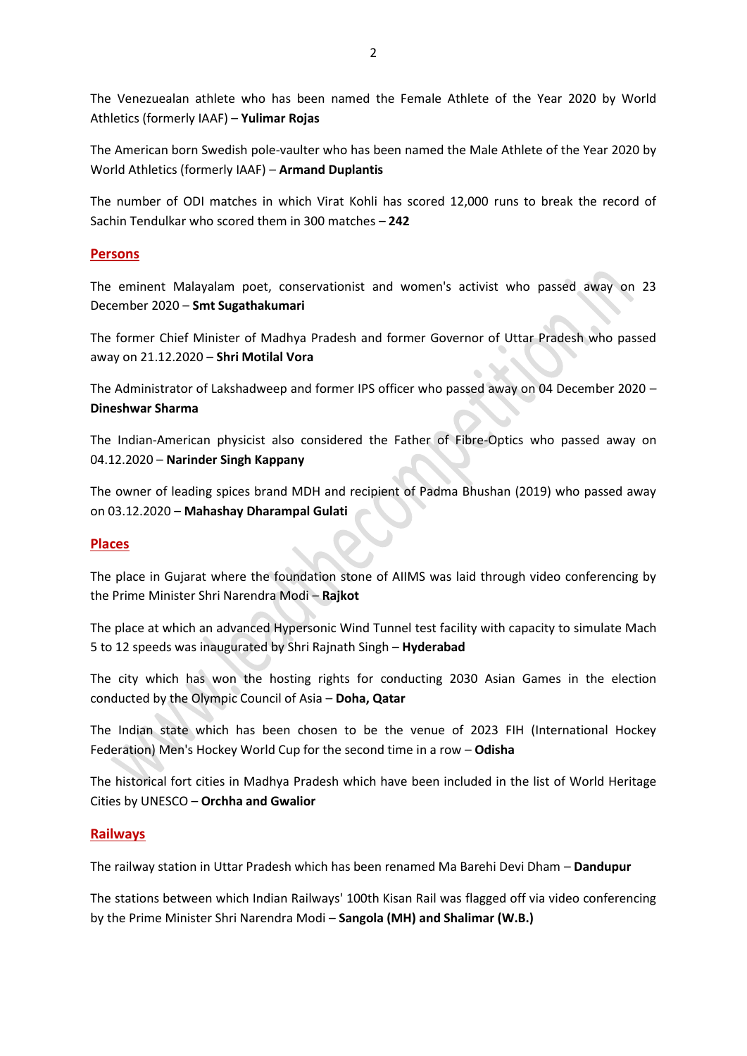The Venezuealan athlete who has been named the Female Athlete of the Year 2020 by World Athletics (formerly IAAF) – **Yulimar Rojas**

The American born Swedish pole-vaulter who has been named the Male Athlete of the Year 2020 by World Athletics (formerly IAAF) – **Armand Duplantis**

The number of ODI matches in which Virat Kohli has scored 12,000 runs to break the record of Sachin Tendulkar who scored them in 300 matches – **242**

## Persons

The eminent Malayalam poet, conservationist and women's activist who passed away on 23 December 2020 – **Smt Sugathakumari**

The former Chief Minister of Madhya Pradesh and former Governor of Uttar Pradesh who passed away on 21.12.2020 – **Shri Motilal Vora**

The Administrator of Lakshadweep and former IPS officer who passed away on 04 December 2020 – **Dineshwar Sharma**

The Indian-American physicist also considered the Father of Fibre-Optics who passed away on 04.12.2020 – **Narinder Singh Kappany**

The owner of leading spices brand MDH and recipient of Padma Bhushan (2019) who passed away on 03.12.2020 – **Mahashay Dharampal Gulati**

## Places

The place in Gujarat where the foundation stone of AIIMS was laid through video conferencing by the Prime Minister Shri Narendra Modi – **Rajkot**

The place at which an advanced Hypersonic Wind Tunnel test facility with capacity to simulate Mach 5 to 12 speeds was inaugurated by Shri Rajnath Singh – **Hyderabad**

The city which has won the hosting rights for conducting 2030 Asian Games in the election conducted by the Olympic Council of Asia – **Doha, Qatar**

The Indian state which has been chosen to be the venue of 2023 FIH (International Hockey Federation) Men's Hockey World Cup for the second time in a row – **Odisha**

The historical fort cities in Madhya Pradesh which have been included in the list of World Heritage Cities by UNESCO – **Orchha and Gwalior**

## Railways

The railway station in Uttar Pradesh which has been renamed Ma Barehi Devi Dham – **Dandupur**

The stations between which Indian Railways' 100th Kisan Rail was flagged off via video conferencing by the Prime Minister Shri Narendra Modi – **Sangola (MH) and Shalimar (W.B.)**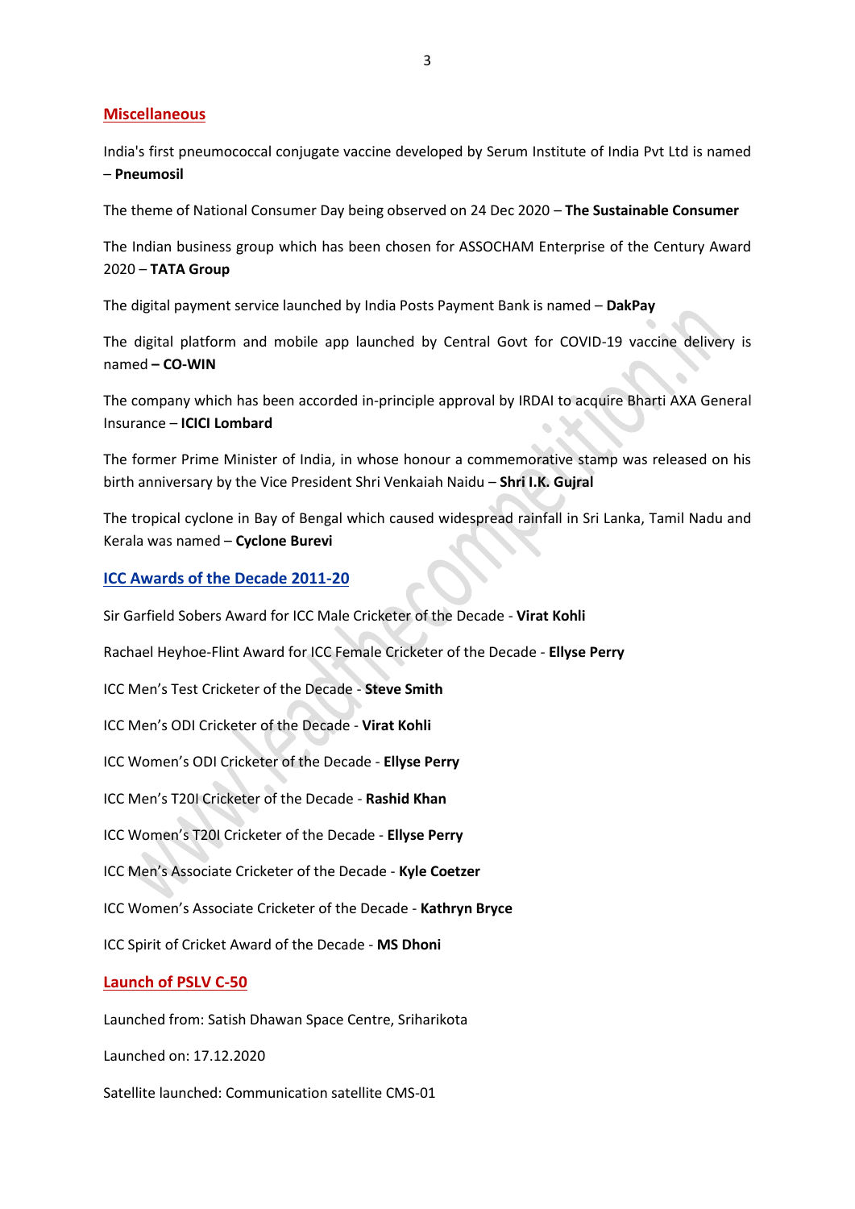## Miscellaneous

India's first pneumococcal conjugate vaccine developed by Serum Institute of India Pvt Ltd is named – **Pneumosil**

The theme of National Consumer Day being observed on 24 Dec 2020 – **The Sustainable Consumer**

The Indian business group which has been chosen for ASSOCHAM Enterprise of the Century Award 2020 – **TATA Group**

The digital payment service launched by India Posts Payment Bank is named – **DakPay**

The digital platform and mobile app launched by Central Govt for COVID-19 vaccine delivery is named **– CO-WIN**

The company which has been accorded in-principle approval by IRDAI to acquire Bharti AXA General Insurance – **ICICI Lombard**

The former Prime Minister of India, in whose honour a commemorative stamp was released on his birth anniversary by the Vice President Shri Venkaiah Naidu – **Shri I.K. Gujral**

The tropical cyclone in Bay of Bengal which caused widespread rainfall in Sri Lanka, Tamil Nadu and Kerala was named – **Cyclone Burevi**

## ICC Awards of the Decade 2011-20

Sir Garfield Sobers Award for ICC Male Cricketer of the Decade - **Virat Kohli**

Rachael Heyhoe-Flint Award for ICC Female Cricketer of the Decade - **Ellyse Perry**

ICC Men's Test Cricketer of the Decade - **Steve Smith**

ICC Men's ODI Cricketer of the Decade - **Virat Kohli**

ICC Women's ODI Cricketer of the Decade - **Ellyse Perry**

ICC Men's T20I Cricketer of the Decade - **Rashid Khan**

ICC Women's T20I Cricketer of the Decade - **Ellyse Perry**

ICC Men's Associate Cricketer of the Decade - **Kyle Coetzer**

ICC Women's Associate Cricketer of the Decade - **Kathryn Bryce**

ICC Spirit of Cricket Award of the Decade - **MS Dhoni**

## Launch of PSLV C-50

Launched from: Satish Dhawan Space Centre, Sriharikota

Launched on: 17.12.2020

Satellite launched: Communication satellite CMS-01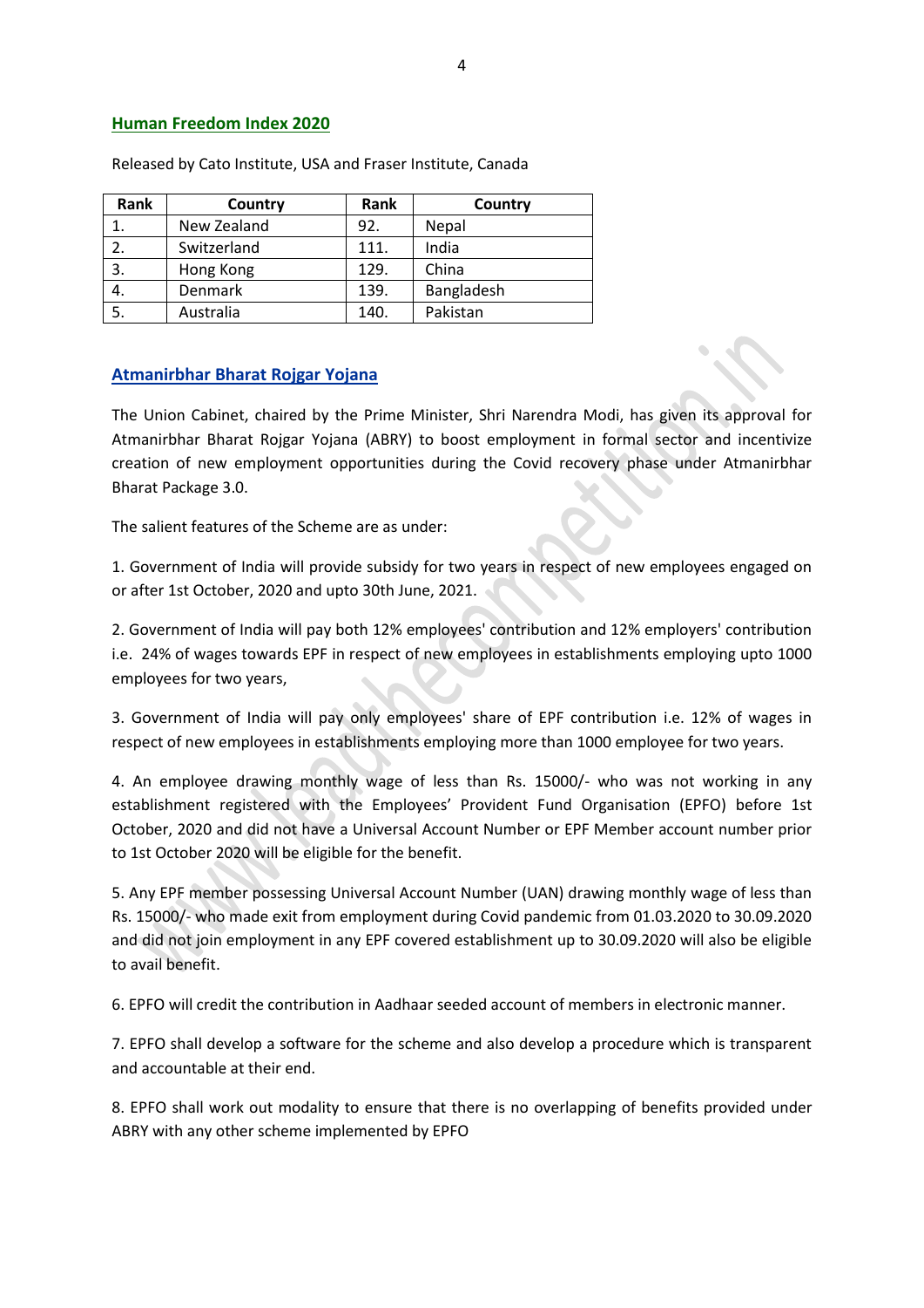## Human Freedom Index 2020

Released by Cato Institute, USA and Fraser Institute, Canada

| Rank | Country | Rank | Country |
|---|---|---|---|
| 1. | New Zealand | 92. | Nepal |
| 2. | Switzerland | 111. | India |
| 3. | Hong Kong | 129. | China |
| 4. | Denmark | 139. | Bangladesh |
| 5. | Australia | 140. | Pakistan |

## Atmanirbhar Bharat Rojgar Yojana

The Union Cabinet, chaired by the Prime Minister, Shri Narendra Modi, has given its approval for Atmanirbhar Bharat Rojgar Yojana (ABRY) to boost employment in formal sector and incentivize creation of new employment opportunities during the Covid recovery phase under Atmanirbhar Bharat Package 3.0.

The salient features of the Scheme are as under:

1. Government of India will provide subsidy for two years in respect of new employees engaged on or after 1st October, 2020 and upto 30th June, 2021.

2. Government of India will pay both 12% employees' contribution and 12% employers' contribution i.e. 24% of wages towards EPF in respect of new employees in establishments employing upto 1000 employees for two years,

3. Government of India will pay only employees' share of EPF contribution i.e. 12% of wages in respect of new employees in establishments employing more than 1000 employee for two years.

4. An employee drawing monthly wage of less than Rs. 15000/- who was not working in any establishment registered with the Employees' Provident Fund Organisation (EPFO) before 1st October, 2020 and did not have a Universal Account Number or EPF Member account number prior to 1st October 2020 will be eligible for the benefit.

5. Any EPF member possessing Universal Account Number (UAN) drawing monthly wage of less than Rs. 15000/- who made exit from employment during Covid pandemic from 01.03.2020 to 30.09.2020 and did not join employment in any EPF covered establishment up to 30.09.2020 will also be eligible to avail benefit.

6. EPFO will credit the contribution in Aadhaar seeded account of members in electronic manner.

7. EPFO shall develop a software for the scheme and also develop a procedure which is transparent and accountable at their end.

8. EPFO shall work out modality to ensure that there is no overlapping of benefits provided under ABRY with any other scheme implemented by EPFO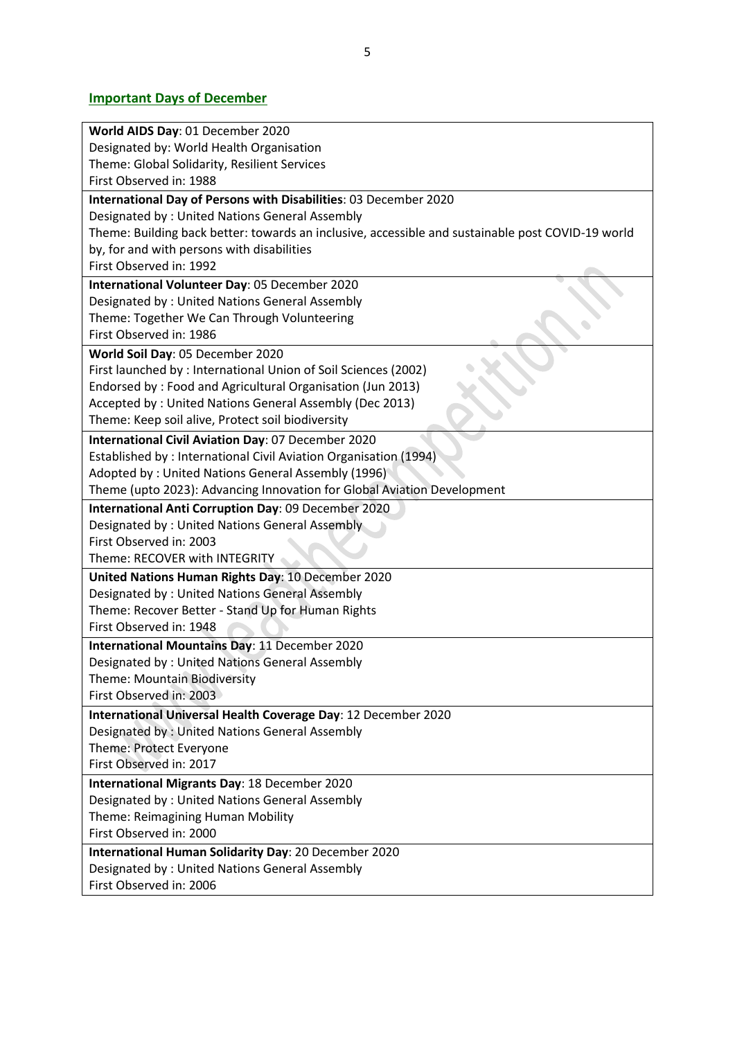## Important Days of December

**World AIDS Day**: 01 December 2020
Designated by: World Health Organisation
Theme: Global Solidarity, Resilient Services
First Observed in: 1988

**International Day of Persons with Disabilities**: 03 December 2020
Designated by : United Nations General Assembly
Theme: Building back better: towards an inclusive, accessible and sustainable post COVID-19 world by, for and with persons with disabilities
First Observed in: 1992

**International Volunteer Day**: 05 December 2020
Designated by : United Nations General Assembly
Theme: Together We Can Through Volunteering
First Observed in: 1986

**World Soil Day**: 05 December 2020
First launched by : International Union of Soil Sciences (2002)
Endorsed by : Food and Agricultural Organisation (Jun 2013)
Accepted by : United Nations General Assembly (Dec 2013)
Theme: Keep soil alive, Protect soil biodiversity

**International Civil Aviation Day**: 07 December 2020
Established by : International Civil Aviation Organisation (1994)
Adopted by : United Nations General Assembly (1996)
Theme (upto 2023): Advancing Innovation for Global Aviation Development

**International Anti Corruption Day**: 09 December 2020
Designated by : United Nations General Assembly
First Observed in: 2003
Theme: RECOVER with INTEGRITY

**United Nations Human Rights Day**: 10 December 2020
Designated by : United Nations General Assembly
Theme: Recover Better - Stand Up for Human Rights
First Observed in: 1948

**International Mountains Day**: 11 December 2020
Designated by : United Nations General Assembly
Theme: Mountain Biodiversity
First Observed in: 2003

**International Universal Health Coverage Day**: 12 December 2020
Designated by : United Nations General Assembly
Theme: Protect Everyone
First Observed in: 2017

**International Migrants Day**: 18 December 2020
Designated by : United Nations General Assembly
Theme: Reimagining Human Mobility
First Observed in: 2000

**International Human Solidarity Day**: 20 December 2020
Designated by : United Nations General Assembly
First Observed in: 2006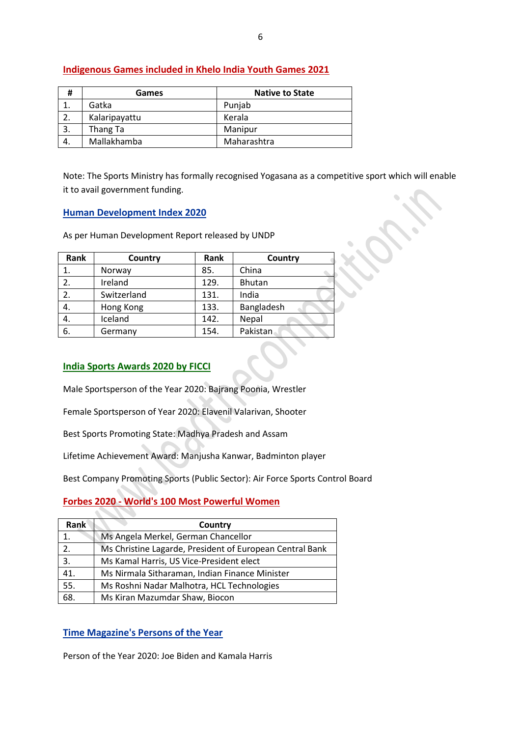## Indigenous Games included in Khelo India Youth Games 2021

| # | Games | Native to State |
|---|---|---|
| 1. | Gatka | Punjab |
| 2. | Kalaripayattu | Kerala |
| 3. | Thang Ta | Manipur |
| 4. | Mallakhamba | Maharashtra |

Note: The Sports Ministry has formally recognised Yogasana as a competitive sport which will enable it to avail government funding.

## Human Development Index 2020

As per Human Development Report released by UNDP

| Rank | Country | Rank | Country |
|---|---|---|---|
| 1. | Norway | 85. | China |
| 2. | Ireland | 129. | Bhutan |
| 2. | Switzerland | 131. | India |
| 4. | Hong Kong | 133. | Bangladesh |
| 4. | Iceland | 142. | Nepal |
| 6. | Germany | 154. | Pakistan |

## India Sports Awards 2020 by FICCI

Male Sportsperson of the Year 2020: Bajrang Poonia, Wrestler

Female Sportsperson of Year 2020: Elavenil Valarivan, Shooter

Best Sports Promoting State: Madhya Pradesh and Assam

Lifetime Achievement Award: Manjusha Kanwar, Badminton player

Best Company Promoting Sports (Public Sector): Air Force Sports Control Board

## Forbes 2020 - World's 100 Most Powerful Women

| Rank | Country |
|---|---|
| 1. | Ms Angela Merkel, German Chancellor |
| 2. | Ms Christine Lagarde, President of European Central Bank |
| 3. | Ms Kamal Harris, US Vice-President elect |
| 41. | Ms Nirmala Sitharaman, Indian Finance Minister |
| 55. | Ms Roshni Nadar Malhotra, HCL Technologies |
| 68. | Ms Kiran Mazumdar Shaw, Biocon |

## Time Magazine's Persons of the Year

Person of the Year 2020: Joe Biden and Kamala Harris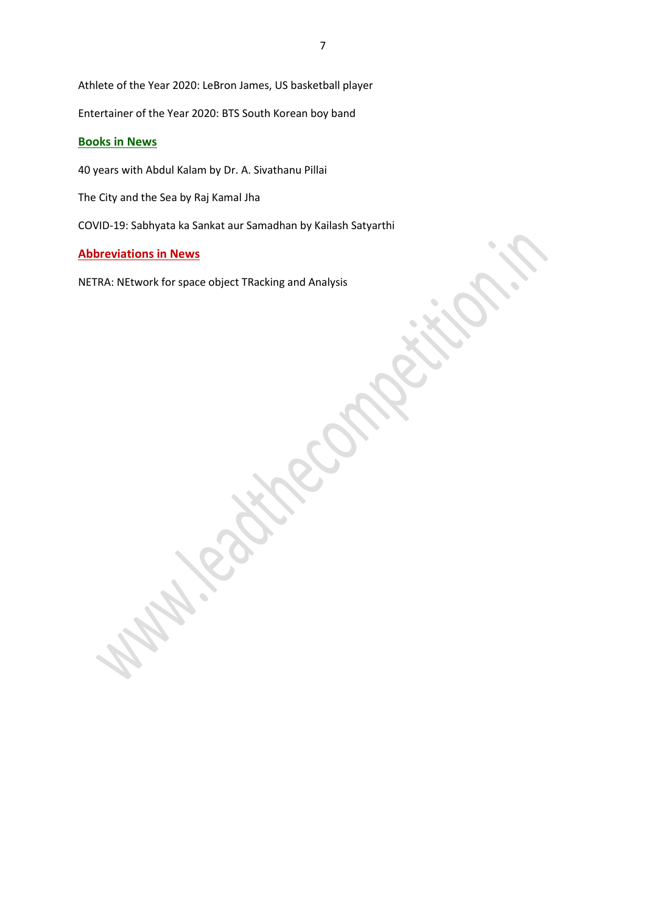Athlete of the Year 2020: LeBron James, US basketball player

Entertainer of the Year 2020: BTS South Korean boy band

## Books in News

40 years with Abdul Kalam by Dr. A. Sivathanu Pillai

The City and the Sea by Raj Kamal Jha

COVID-19: Sabhyata ka Sankat aur Samadhan by Kailash Satyarthi

## Abbreviations in News

NETRA: NEtwork for space object TRacking and Analysis